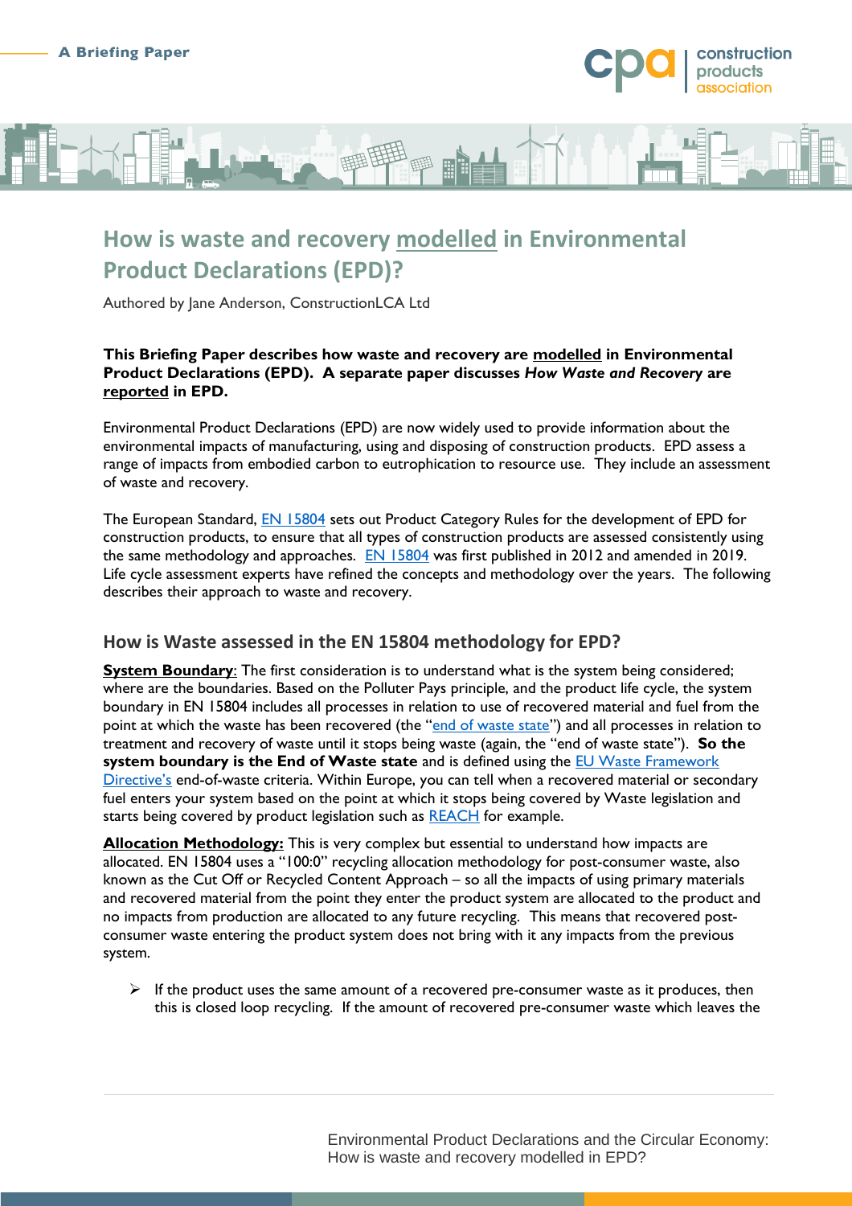A Briefing Paper

# How is waste and recovery modelled in Environmental Product Declarations (EPD)?

Authored by Jane Anderson, ConstructionLCA Ltd

**This Briefing Paper describes how waste and recovery are modelled in Environmental Product Declarations (EPD). A separate paper discusses *How Waste and Recovery* are reported in EPD.**

Environmental Product Declarations (EPD) are now widely used to provide information about the environmental impacts of manufacturing, using and disposing of construction products. EPD assess a range of impacts from embodied carbon to eutrophication to resource use. They include an assessment of waste and recovery.

The European Standard, EN 15804 sets out Product Category Rules for the development of EPD for construction products, to ensure that all types of construction products are assessed consistently using the same methodology and approaches. EN 15804 was first published in 2012 and amended in 2019. Life cycle assessment experts have refined the concepts and methodology over the years. The following describes their approach to waste and recovery.

## How is Waste assessed in the EN 15804 methodology for EPD?

**System Boundary**: The first consideration is to understand what is the system being considered; where are the boundaries. Based on the Polluter Pays principle, and the product life cycle, the system boundary in EN 15804 includes all processes in relation to use of recovered material and fuel from the point at which the waste has been recovered (the "end of waste state") and all processes in relation to treatment and recovery of waste until it stops being waste (again, the "end of waste state"). **So the system boundary is the End of Waste state** and is defined using the EU Waste Framework Directive's end-of-waste criteria. Within Europe, you can tell when a recovered material or secondary fuel enters your system based on the point at which it stops being covered by Waste legislation and starts being covered by product legislation such as REACH for example.

**Allocation Methodology:** This is very complex but essential to understand how impacts are allocated. EN 15804 uses a "100:0" recycling allocation methodology for post-consumer waste, also known as the Cut Off or Recycled Content Approach – so all the impacts of using primary materials and recovered material from the point they enter the product system are allocated to the product and no impacts from production are allocated to any future recycling. This means that recovered post-consumer waste entering the product system does not bring with it any impacts from the previous system.

- If the product uses the same amount of a recovered pre-consumer waste as it produces, then this is closed loop recycling. If the amount of recovered pre-consumer waste which leaves the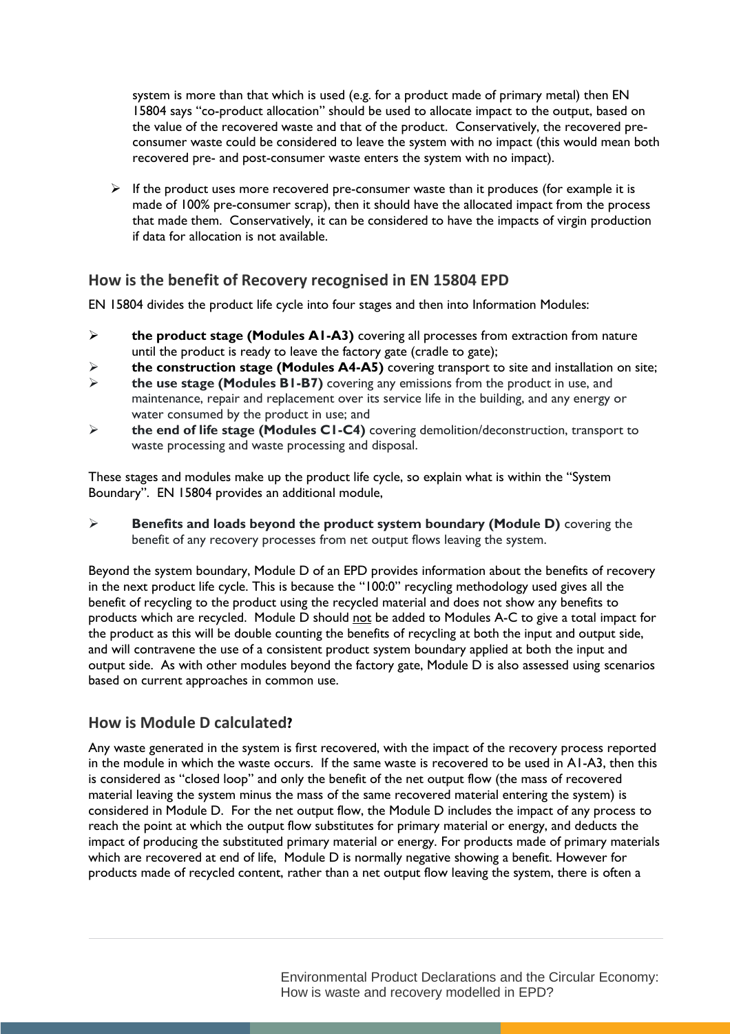system is more than that which is used (e.g. for a product made of primary metal) then EN 15804 says "co-product allocation" should be used to allocate impact to the output, based on the value of the recovered waste and that of the product. Conservatively, the recovered pre-consumer waste could be considered to leave the system with no impact (this would mean both recovered pre- and post-consumer waste enters the system with no impact).

- If the product uses more recovered pre-consumer waste than it produces (for example it is made of 100% pre-consumer scrap), then it should have the allocated impact from the process that made them. Conservatively, it can be considered to have the impacts of virgin production if data for allocation is not available.

## How is the benefit of Recovery recognised in EN 15804 EPD

EN 15804 divides the product life cycle into four stages and then into Information Modules:

- **the product stage (Modules A1-A3)** covering all processes from extraction from nature until the product is ready to leave the factory gate (cradle to gate);
- **the construction stage (Modules A4-A5)** covering transport to site and installation on site;
- **the use stage (Modules B1-B7)** covering any emissions from the product in use, and maintenance, repair and replacement over its service life in the building, and any energy or water consumed by the product in use; and
- **the end of life stage (Modules C1-C4)** covering demolition/deconstruction, transport to waste processing and waste processing and disposal.

These stages and modules make up the product life cycle, so explain what is within the "System Boundary". EN 15804 provides an additional module,

- **Benefits and loads beyond the product system boundary (Module D)** covering the benefit of any recovery processes from net output flows leaving the system.

Beyond the system boundary, Module D of an EPD provides information about the benefits of recovery in the next product life cycle. This is because the "100:0" recycling methodology used gives all the benefit of recycling to the product using the recycled material and does not show any benefits to products which are recycled. Module D should not be added to Modules A-C to give a total impact for the product as this will be double counting the benefits of recycling at both the input and output side, and will contravene the use of a consistent product system boundary applied at both the input and output side. As with other modules beyond the factory gate, Module D is also assessed using scenarios based on current approaches in common use.

## How is Module D calculated?

Any waste generated in the system is first recovered, with the impact of the recovery process reported in the module in which the waste occurs. If the same waste is recovered to be used in A1-A3, then this is considered as "closed loop" and only the benefit of the net output flow (the mass of recovered material leaving the system minus the mass of the same recovered material entering the system) is considered in Module D. For the net output flow, the Module D includes the impact of any process to reach the point at which the output flow substitutes for primary material or energy, and deducts the impact of producing the substituted primary material or energy. For products made of primary materials which are recovered at end of life, Module D is normally negative showing a benefit. However for products made of recycled content, rather than a net output flow leaving the system, there is often a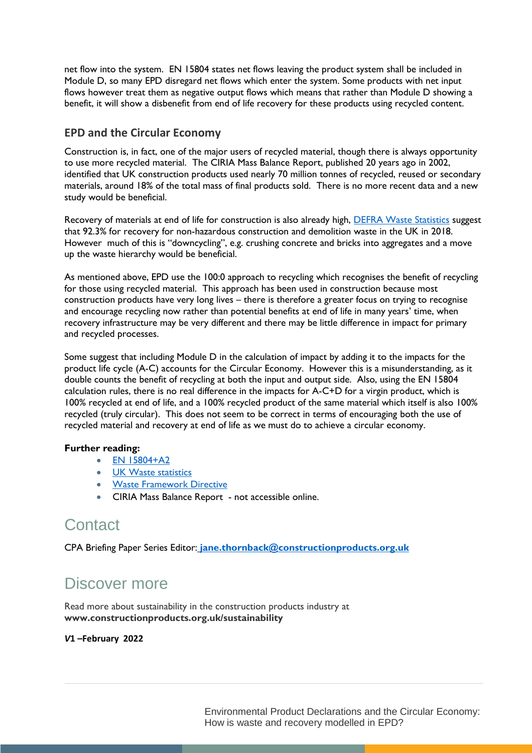net flow into the system. EN 15804 states net flows leaving the product system shall be included in Module D, so many EPD disregard net flows which enter the system. Some products with net input flows however treat them as negative output flows which means that rather than Module D showing a benefit, it will show a disbenefit from end of life recovery for these products using recycled content.

## EPD and the Circular Economy

Construction is, in fact, one of the major users of recycled material, though there is always opportunity to use more recycled material. The CIRIA Mass Balance Report, published 20 years ago in 2002, identified that UK construction products used nearly 70 million tonnes of recycled, reused or secondary materials, around 18% of the total mass of final products sold. There is no more recent data and a new study would be beneficial.

Recovery of materials at end of life for construction is also already high, DEFRA Waste Statistics suggest that 92.3% for recovery for non-hazardous construction and demolition waste in the UK in 2018. However much of this is "downcycling", e.g. crushing concrete and bricks into aggregates and a move up the waste hierarchy would be beneficial.

As mentioned above, EPD use the 100:0 approach to recycling which recognises the benefit of recycling for those using recycled material. This approach has been used in construction because most construction products have very long lives – there is therefore a greater focus on trying to recognise and encourage recycling now rather than potential benefits at end of life in many years' time, when recovery infrastructure may be very different and there may be little difference in impact for primary and recycled processes.

Some suggest that including Module D in the calculation of impact by adding it to the impacts for the product life cycle (A-C) accounts for the Circular Economy. However this is a misunderstanding, as it double counts the benefit of recycling at both the input and output side. Also, using the EN 15804 calculation rules, there is no real difference in the impacts for A-C+D for a virgin product, which is 100% recycled at end of life, and a 100% recycled product of the same material which itself is also 100% recycled (truly circular). This does not seem to be correct in terms of encouraging both the use of recycled material and recovery at end of life as we must do to achieve a circular economy.

**Further reading:**

- EN 15804+A2
- UK Waste statistics
- Waste Framework Directive
- CIRIA Mass Balance Report - not accessible online.

# Contact

CPA Briefing Paper Series Editor: **jane.thornback@constructionproducts.org.uk**

# Discover more

Read more about sustainability in the construction products industry at **www.constructionproducts.org.uk/sustainability**

***V*1 –February 2022**